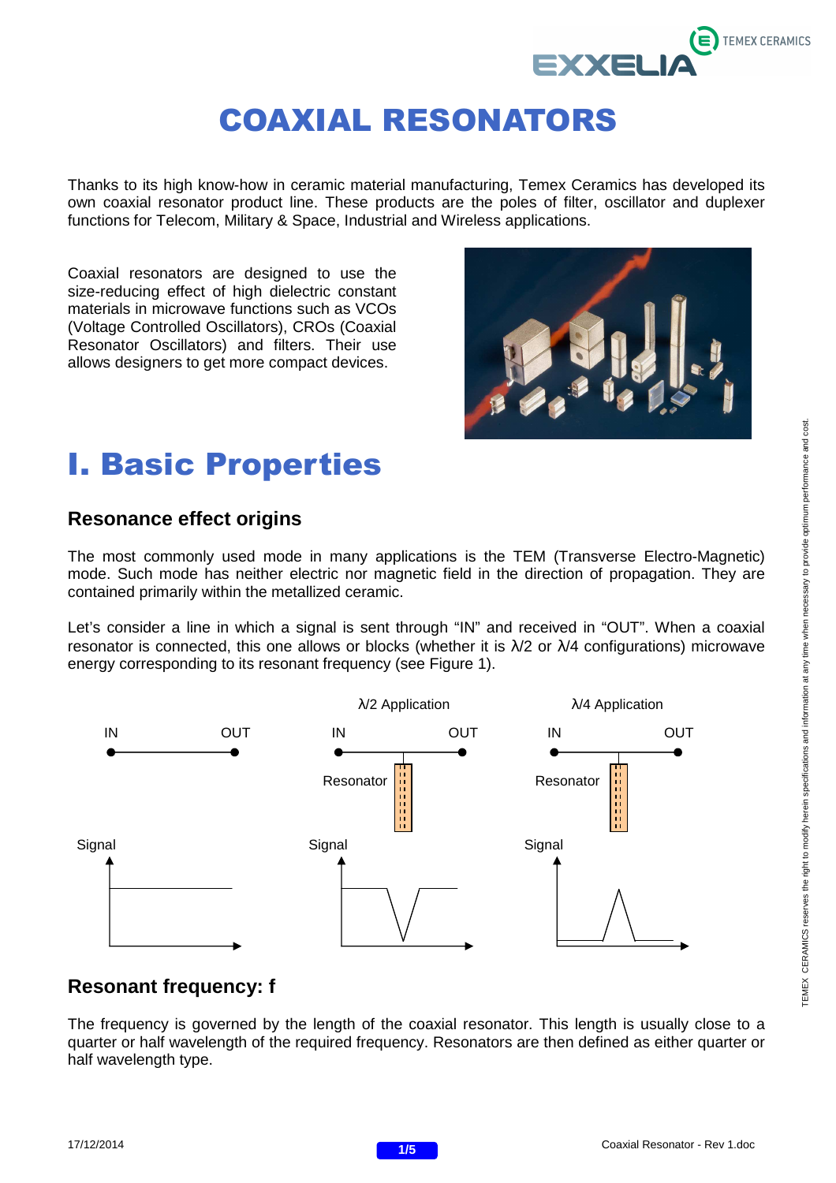# COAXIAL RESONATORS

Thanks to its high know-how in ceramic material manufacturing, Temex Ceramics has developed its own coaxial resonator product line. These products are the poles of filter, oscillator and duplexer functions for Telecom, Military & Space, Industrial and Wireless applications.

Coaxial resonators are designed to use the size-reducing effect of high dielectric constant materials in microwave functions such as VCOs (Voltage Controlled Oscillators), CROs (Coaxial Resonator Oscillators) and filters. Their use allows designers to get more compact devices.

# I. Basic Properties

## Resonance effect origins

The most commonly used mode in many applications is the TEM (Transverse Electro-Magnetic) mode. Such mode has neither electric nor magnetic field in the direction of propagation. They are contained primarily within the metallized ceramic.

Let's consider a line in which a signal is sent through "IN" and received in "OUT". When a coaxial resonator is connected, this one allows or blocks (whether it is $\lambda/2$ or $\lambda/4$ configurations) microwave energy corresponding to its resonant frequency (see Figure 1).

$\lambda/2$ Application | $\lambda/4$ Application

IN OUT | IN OUT Resonator | IN OUT Resonator

Signal | Signal | Signal

## Resonant frequency: f

The frequency is governed by the length of the coaxial resonator. This length is usually close to a quarter or half wavelength of the required frequency. Resonators are then defined as either quarter or half wavelength type.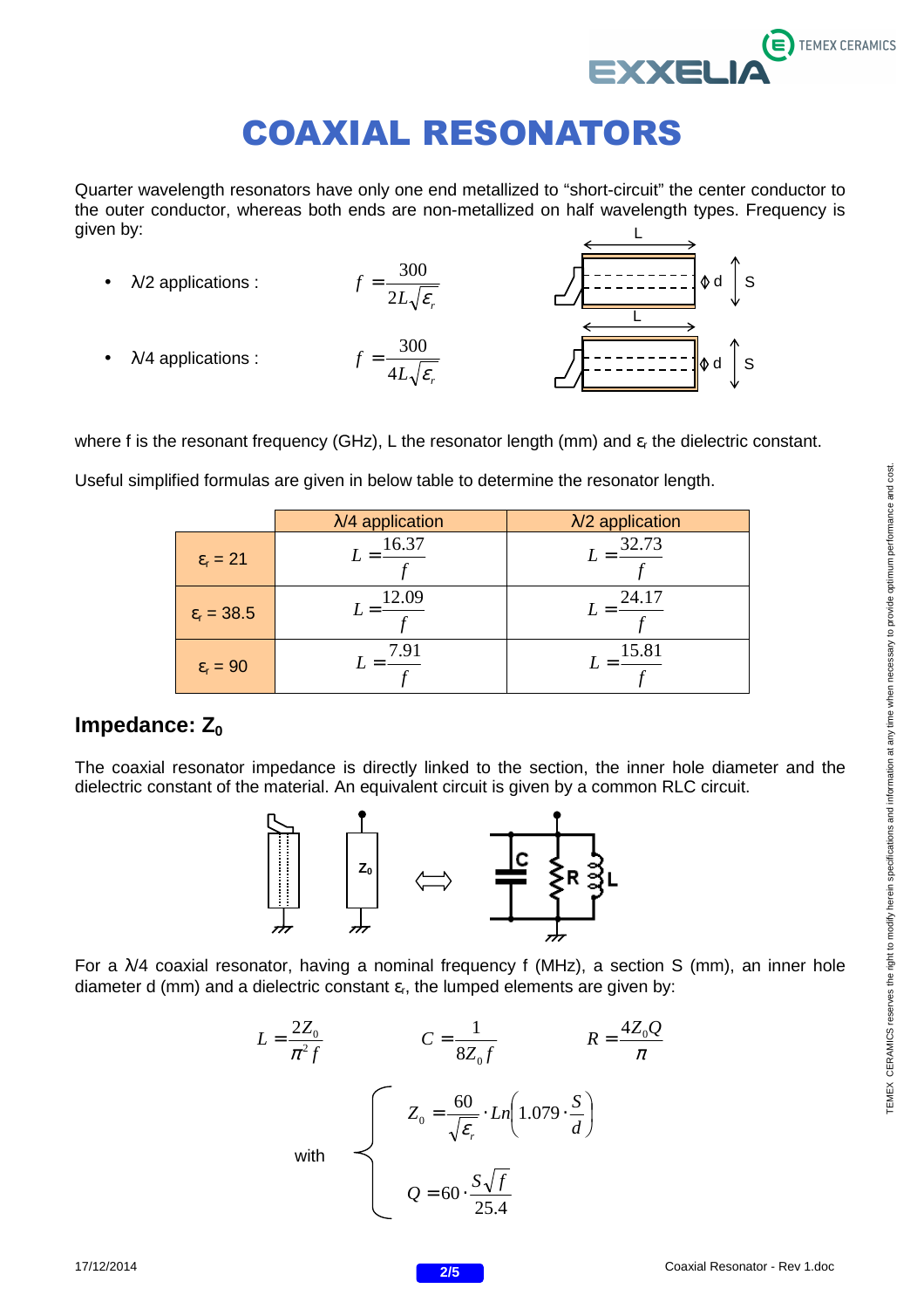# COAXIAL RESONATORS

Quarter wavelength resonators have only one end metallized to "short-circuit" the center conductor to the outer conductor, whereas both ends are non-metallized on half wavelength types. Frequency is given by:

- λ/2 applications : $$f = \frac{300}{2L\sqrt{\varepsilon_r}}$$
- λ/4 applications : $$f = \frac{300}{4L\sqrt{\varepsilon_r}}$$

where f is the resonant frequency (GHz), L the resonator length (mm) and $\varepsilon_r$ the dielectric constant.

Useful simplified formulas are given in below table to determine the resonator length.

| | λ/4 application | λ/2 application |
|---|---|---|
| $\varepsilon_r = 21$ | $L = \frac{16.37}{f}$ | $L = \frac{32.73}{f}$ |
| $\varepsilon_r = 38.5$ | $L = \frac{12.09}{f}$ | $L = \frac{24.17}{f}$ |
| $\varepsilon_r = 90$ | $L = \frac{7.91}{f}$ | $L = \frac{15.81}{f}$ |

## Impedance: $Z_0$

The coaxial resonator impedance is directly linked to the section, the inner hole diameter and the dielectric constant of the material. An equivalent circuit is given by a common RLC circuit.

For a λ/4 coaxial resonator, having a nominal frequency f (MHz), a section S (mm), an inner hole diameter d (mm) and a dielectric constant $\varepsilon_r$, the lumped elements are given by:

$$L = \frac{2Z_0}{\pi^2 f} \qquad C = \frac{1}{8Z_0 f} \qquad R = \frac{4Z_0 Q}{\pi}$$

with

$$Z_0 = \frac{60}{\sqrt{\varepsilon_r}} \cdot Ln\left(1.079 \cdot \frac{S}{d}\right)$$

$$Q = 60 \cdot \frac{S\sqrt{f}}{25.4}$$

TEMEX CERAMICS reserves the right to modify herein specifications and information at any time when necessary to provide optimum performance and cost.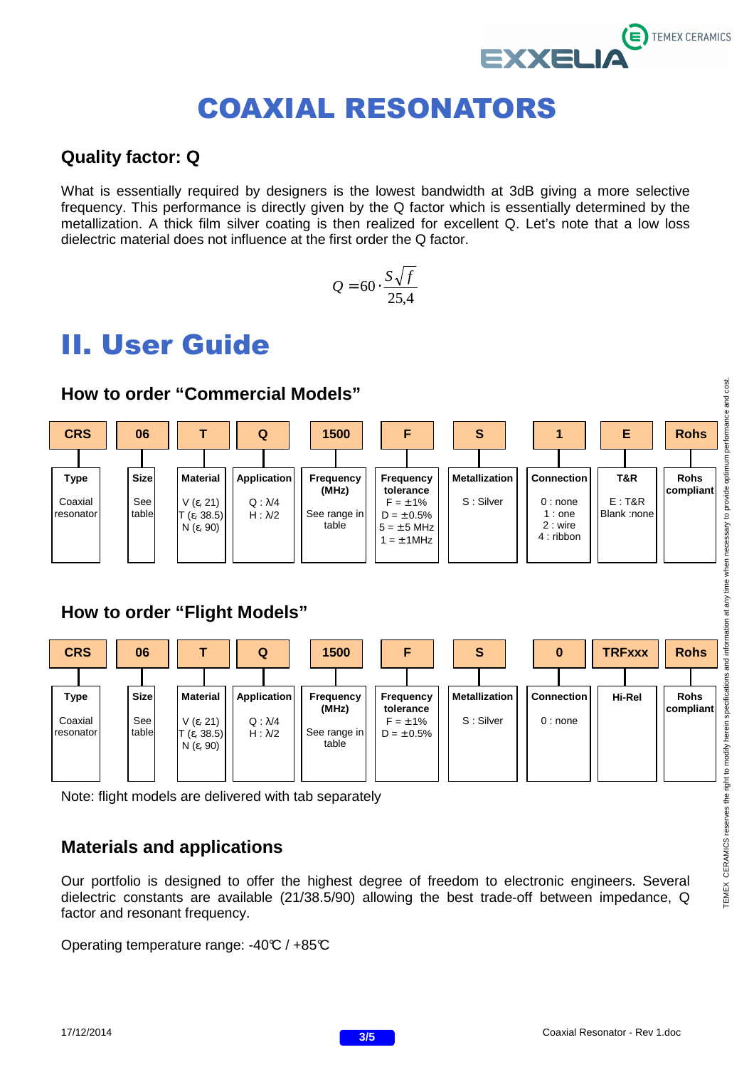# COAXIAL RESONATORS

## Quality factor: Q

What is essentially required by designers is the lowest bandwidth at 3dB giving a more selective frequency. This performance is directly given by the Q factor which is essentially determined by the metallization. A thick film silver coating is then realized for excellent Q. Let's note that a low loss dielectric material does not influence at the first order the Q factor.

$$Q = 60 \cdot \frac{S\sqrt{f}}{25{,}4}$$

# II. User Guide

## How to order "Commercial Models"

| CRS | 06 | T | Q | 1500 | F | S | 1 | E | Rohs |
|---|---|---|---|---|---|---|---|---|---|
| **Type**<br>Coaxial resonator | **Size**<br>See table | **Material**<br>V ($\varepsilon_r$ 21)<br>T ($\varepsilon_r$ 38.5)<br>N ($\varepsilon_r$ 90) | **Application**<br>Q : λ/4<br>H : λ/2 | **Frequency (MHz)**<br>See range in table | **Frequency tolerance**<br>F = ±1%<br>D = ±0.5%<br>5 = ±5 MHz<br>1 = ±1MHz | **Metallization**<br>S : Silver | **Connection**<br>0 : none<br>1 : one<br>2 : wire<br>4 : ribbon | **T&R**<br>E : T&R<br>Blank :none | **Rohs compliant** |

## How to order "Flight Models"

| CRS | 06 | T | Q | 1500 | F | S | 0 | TRFxxx | Rohs |
|---|---|---|---|---|---|---|---|---|---|
| **Type**<br>Coaxial resonator | **Size**<br>See table | **Material**<br>V ($\varepsilon_r$ 21)<br>T ($\varepsilon_r$ 38.5)<br>N ($\varepsilon_r$ 90) | **Application**<br>Q : λ/4<br>H : λ/2 | **Frequency (MHz)**<br>See range in table | **Frequency tolerance**<br>F = ±1%<br>D = ±0.5% | **Metallization**<br>S : Silver | **Connection**<br>0 : none | **Hi-Rel** | **Rohs compliant** |

Note: flight models are delivered with tab separately

## Materials and applications

Our portfolio is designed to offer the highest degree of freedom to electronic engineers. Several dielectric constants are available (21/38.5/90) allowing the best trade-off between impedance, Q factor and resonant frequency.

Operating temperature range: -40℃ / +85℃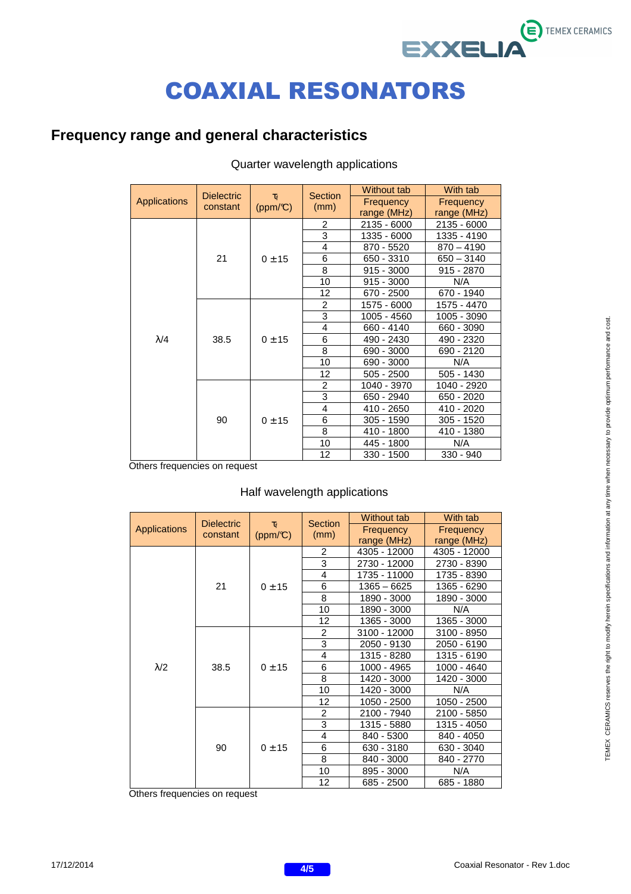# COAXIAL RESONATORS

## Frequency range and general characteristics

Quarter wavelength applications

| Applications | Dielectric constant | $\tau_f$ (ppm/°C) | Section (mm) | Without tab Frequency range (MHz) | With tab Frequency range (MHz) |
|---|---|---|---|---|---|
| λ/4 | 21 | 0 ±15 | 2 | 2135 - 6000 | 2135 - 6000 |
| | | | 3 | 1335 - 6000 | 1335 - 4190 |
| | | | 4 | 870 - 5520 | 870 – 4190 |
| | | | 6 | 650 - 3310 | 650 – 3140 |
| | | | 8 | 915 - 3000 | 915 - 2870 |
| | | | 10 | 915 - 3000 | N/A |
| | | | 12 | 670 - 2500 | 670 - 1940 |
| | 38.5 | 0 ±15 | 2 | 1575 - 6000 | 1575 - 4470 |
| | | | 3 | 1005 - 4560 | 1005 - 3090 |
| | | | 4 | 660 - 4140 | 660 - 3090 |
| | | | 6 | 490 - 2430 | 490 - 2320 |
| | | | 8 | 690 - 3000 | 690 - 2120 |
| | | | 10 | 690 - 3000 | N/A |
| | | | 12 | 505 - 2500 | 505 - 1430 |
| | 90 | 0 ±15 | 2 | 1040 - 3970 | 1040 - 2920 |
| | | | 3 | 650 - 2940 | 650 - 2020 |
| | | | 4 | 410 - 2650 | 410 - 2020 |
| | | | 6 | 305 - 1590 | 305 - 1520 |
| | | | 8 | 410 - 1800 | 410 - 1380 |
| | | | 10 | 445 - 1800 | N/A |
| | | | 12 | 330 - 1500 | 330 - 940 |

Others frequencies on request

Half wavelength applications

| Applications | Dielectric constant | $\tau_f$ (ppm/°C) | Section (mm) | Without tab Frequency range (MHz) | With tab Frequency range (MHz) |
|---|---|---|---|---|---|
| λ/2 | 21 | 0 ±15 | 2 | 4305 - 12000 | 4305 - 12000 |
| | | | 3 | 2730 - 12000 | 2730 - 8390 |
| | | | 4 | 1735 - 11000 | 1735 - 8390 |
| | | | 6 | 1365 – 6625 | 1365 - 6290 |
| | | | 8 | 1890 - 3000 | 1890 - 3000 |
| | | | 10 | 1890 - 3000 | N/A |
| | | | 12 | 1365 - 3000 | 1365 - 3000 |
| | 38.5 | 0 ±15 | 2 | 3100 - 12000 | 3100 - 8950 |
| | | | 3 | 2050 - 9130 | 2050 - 6190 |
| | | | 4 | 1315 - 8280 | 1315 - 6190 |
| | | | 6 | 1000 - 4965 | 1000 - 4640 |
| | | | 8 | 1420 - 3000 | 1420 - 3000 |
| | | | 10 | 1420 - 3000 | N/A |
| | | | 12 | 1050 - 2500 | 1050 - 2500 |
| | 90 | 0 ±15 | 2 | 2100 - 7940 | 2100 - 5850 |
| | | | 3 | 1315 - 5880 | 1315 - 4050 |
| | | | 4 | 840 - 5300 | 840 - 4050 |
| | | | 6 | 630 - 3180 | 630 - 3040 |
| | | | 8 | 840 - 3000 | 840 - 2770 |
| | | | 10 | 895 - 3000 | N/A |
| | | | 12 | 685 - 2500 | 685 - 1880 |

Others frequencies on request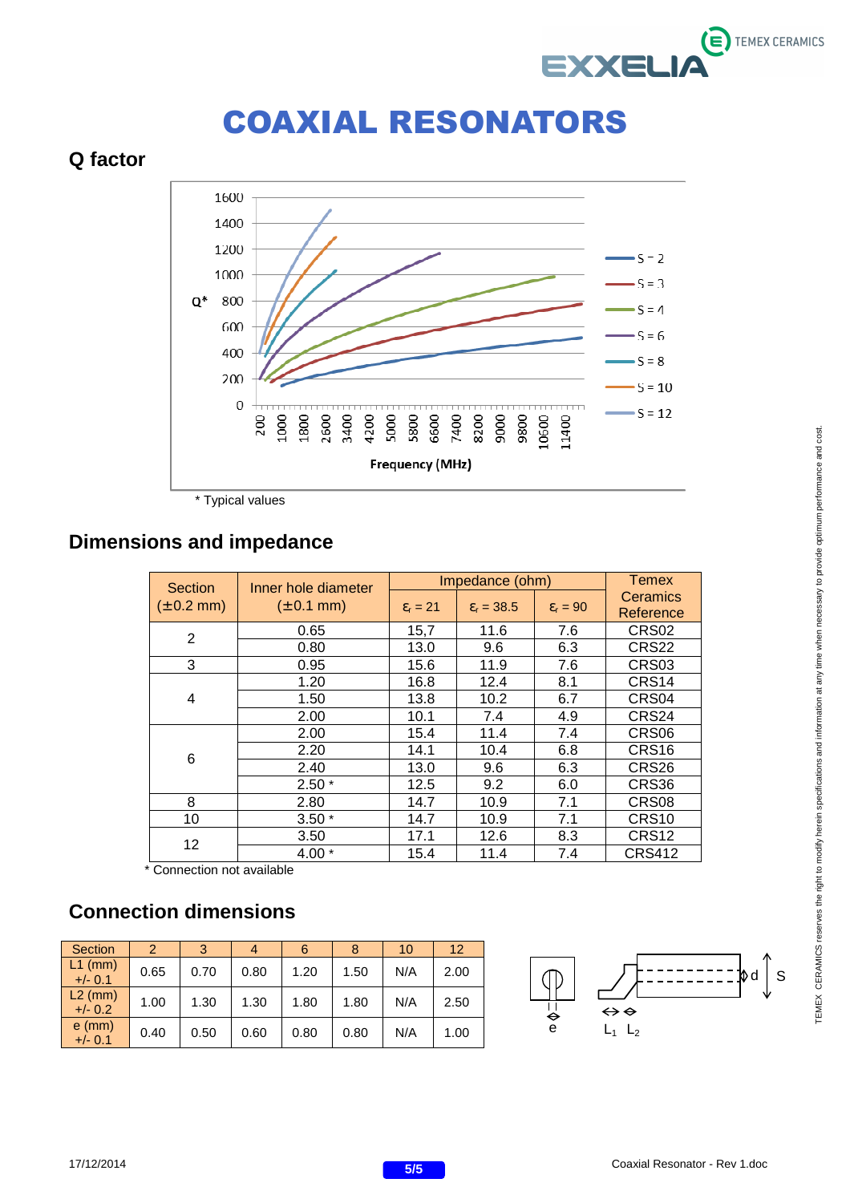# COAXIAL RESONATORS

## Q factor

Q*

1600
1400
1200
1000
800
600
400
200
0

200
1000
1800
2600
3400
4200
5000
5800
6600
7400
8200
9000
9800
10600
11400

Frequency (MHz)

S = 2
S = 3
S = 4
S = 6
S = 8
S = 10
S = 12

* Typical values

## Dimensions and impedance

| Section (±0.2 mm) | Inner hole diameter (±0.1 mm) | Impedance (ohm) | | | Temex Ceramics Reference |
|---|---|---|---|---|---|
| | | $\varepsilon_r$ = 21 | $\varepsilon_r$ = 38.5 | $\varepsilon_r$ = 90 | |
| 2 | 0.65 | 15,7 | 11.6 | 7.6 | CRS02 |
| | 0.80 | 13.0 | 9.6 | 6.3 | CRS22 |
| 3 | 0.95 | 15.6 | 11.9 | 7.6 | CRS03 |
| 4 | 1.20 | 16.8 | 12.4 | 8.1 | CRS14 |
| | 1.50 | 13.8 | 10.2 | 6.7 | CRS04 |
| | 2.00 | 10.1 | 7.4 | 4.9 | CRS24 |
| 6 | 2.00 | 15.4 | 11.4 | 7.4 | CRS06 |
| | 2.20 | 14.1 | 10.4 | 6.8 | CRS16 |
| | 2.40 | 13.0 | 9.6 | 6.3 | CRS26 |
| | 2.50 * | 12.5 | 9.2 | 6.0 | CRS36 |
| 8 | 2.80 | 14.7 | 10.9 | 7.1 | CRS08 |
| 10 | 3.50 * | 14.7 | 10.9 | 7.1 | CRS10 |
| 12 | 3.50 | 17.1 | 12.6 | 8.3 | CRS12 |
| | 4.00 * | 15.4 | 11.4 | 7.4 | CRS412 |

* Connection not available

## Connection dimensions

| Section | 2 | 3 | 4 | 6 | 8 | 10 | 12 |
|---|---|---|---|---|---|---|---|
| L1 (mm) +/- 0.1 | 0.65 | 0.70 | 0.80 | 1.20 | 1.50 | N/A | 2.00 |
| L2 (mm) +/- 0.2 | 1.00 | 1.30 | 1.30 | 1.80 | 1.80 | N/A | 2.50 |
| e (mm) +/- 0.1 | 0.40 | 0.50 | 0.60 | 0.80 | 0.80 | N/A | 1.00 |

e
$L_1$ $L_2$
d
S

TEMEX CERAMICS reserves the right to modify herein specifications and information at any time when necessary to provide optimum performance and cost.